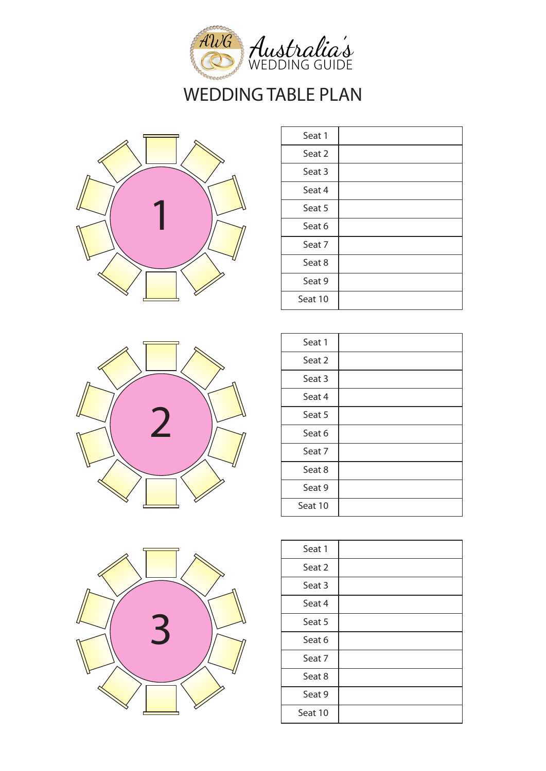Australia's WEDDING GUIDE

# WEDDING TABLE PLAN

1

| Seat 1 | |
|---|---|
| Seat 2 | |
| Seat 3 | |
| Seat 4 | |
| Seat 5 | |
| Seat 6 | |
| Seat 7 | |
| Seat 8 | |
| Seat 9 | |
| Seat 10 | |

2

| Seat 1 | |
|---|---|
| Seat 2 | |
| Seat 3 | |
| Seat 4 | |
| Seat 5 | |
| Seat 6 | |
| Seat 7 | |
| Seat 8 | |
| Seat 9 | |
| Seat 10 | |

3

| Seat 1 | |
|---|---|
| Seat 2 | |
| Seat 3 | |
| Seat 4 | |
| Seat 5 | |
| Seat 6 | |
| Seat 7 | |
| Seat 8 | |
| Seat 9 | |
| Seat 10 | |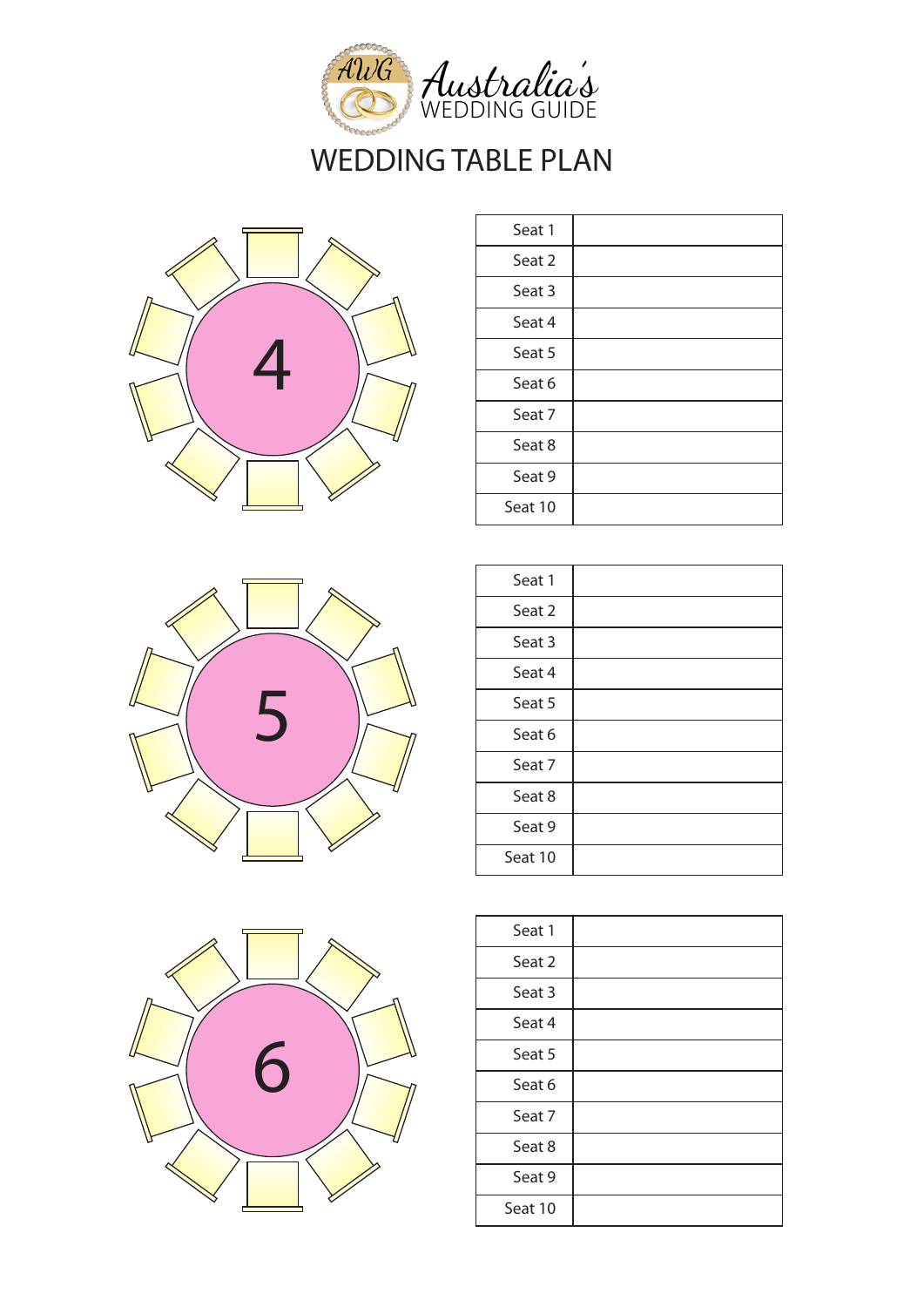Australia's WEDDING GUIDE

# WEDDING TABLE PLAN

4

| Seat 1 | |
|---|---|
| Seat 2 | |
| Seat 3 | |
| Seat 4 | |
| Seat 5 | |
| Seat 6 | |
| Seat 7 | |
| Seat 8 | |
| Seat 9 | |
| Seat 10 | |

5

| Seat 1 | |
|---|---|
| Seat 2 | |
| Seat 3 | |
| Seat 4 | |
| Seat 5 | |
| Seat 6 | |
| Seat 7 | |
| Seat 8 | |
| Seat 9 | |
| Seat 10 | |

6

| Seat 1 | |
|---|---|
| Seat 2 | |
| Seat 3 | |
| Seat 4 | |
| Seat 5 | |
| Seat 6 | |
| Seat 7 | |
| Seat 8 | |
| Seat 9 | |
| Seat 10 | |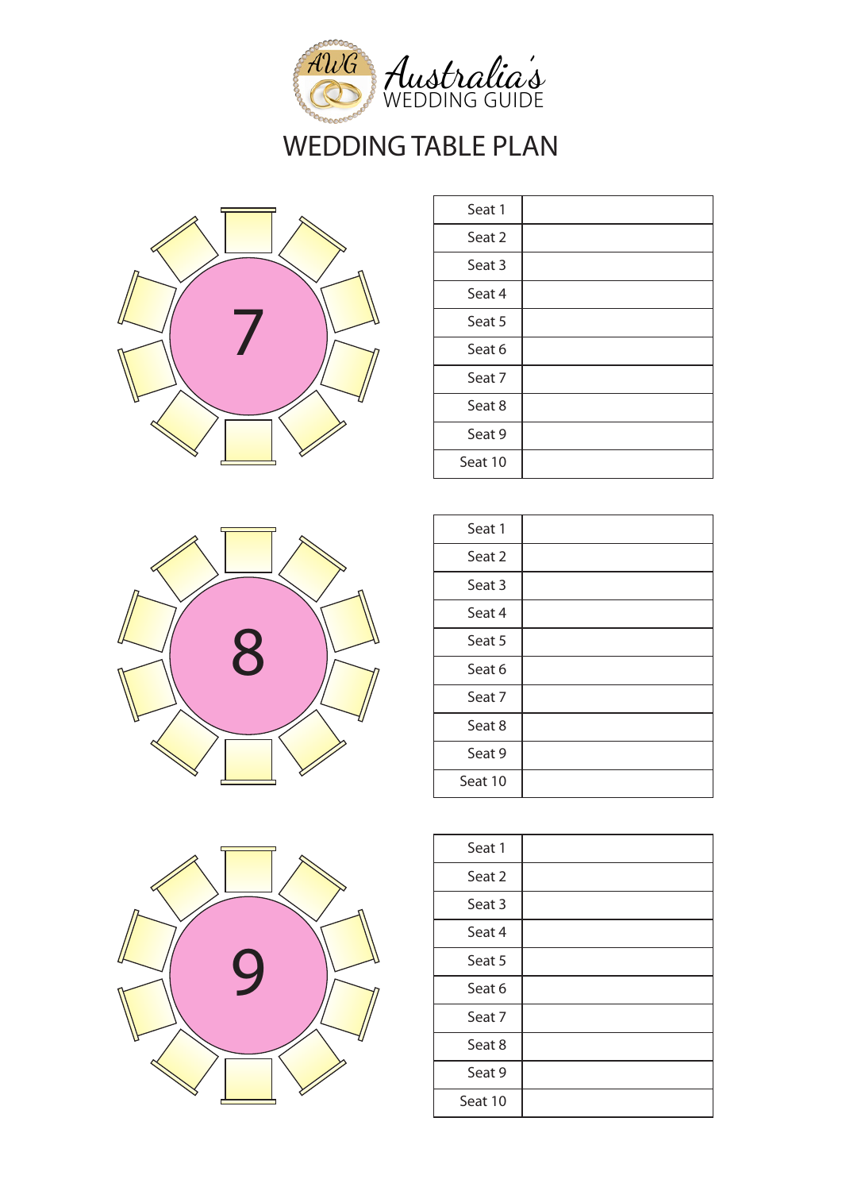Australia's WEDDING GUIDE

# WEDDING TABLE PLAN

7

| Seat 1 | |
|---|---|
| Seat 2 | |
| Seat 3 | |
| Seat 4 | |
| Seat 5 | |
| Seat 6 | |
| Seat 7 | |
| Seat 8 | |
| Seat 9 | |
| Seat 10 | |

8

| Seat 1 | |
|---|---|
| Seat 2 | |
| Seat 3 | |
| Seat 4 | |
| Seat 5 | |
| Seat 6 | |
| Seat 7 | |
| Seat 8 | |
| Seat 9 | |
| Seat 10 | |

9

| Seat 1 | |
|---|---|
| Seat 2 | |
| Seat 3 | |
| Seat 4 | |
| Seat 5 | |
| Seat 6 | |
| Seat 7 | |
| Seat 8 | |
| Seat 9 | |
| Seat 10 | |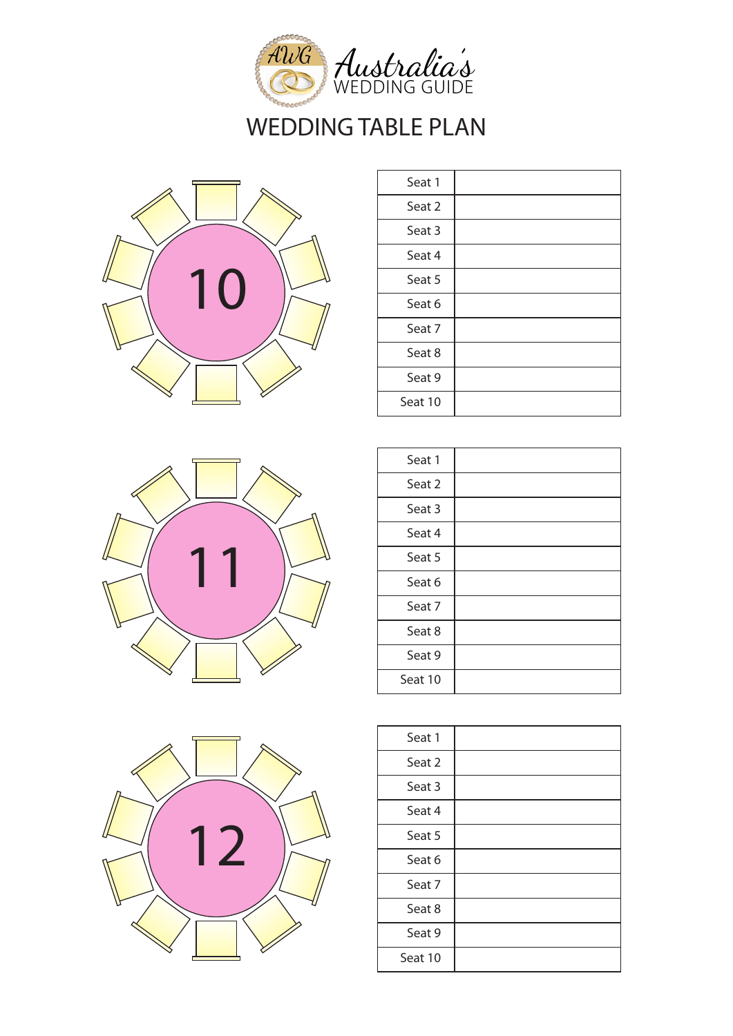Australia's WEDDING GUIDE

# WEDDING TABLE PLAN

10

| | |
|---|---|
| Seat 1 | |
| Seat 2 | |
| Seat 3 | |
| Seat 4 | |
| Seat 5 | |
| Seat 6 | |
| Seat 7 | |
| Seat 8 | |
| Seat 9 | |
| Seat 10 | |

11

| | |
|---|---|
| Seat 1 | |
| Seat 2 | |
| Seat 3 | |
| Seat 4 | |
| Seat 5 | |
| Seat 6 | |
| Seat 7 | |
| Seat 8 | |
| Seat 9 | |
| Seat 10 | |

12

| | |
|---|---|
| Seat 1 | |
| Seat 2 | |
| Seat 3 | |
| Seat 4 | |
| Seat 5 | |
| Seat 6 | |
| Seat 7 | |
| Seat 8 | |
| Seat 9 | |
| Seat 10 | |